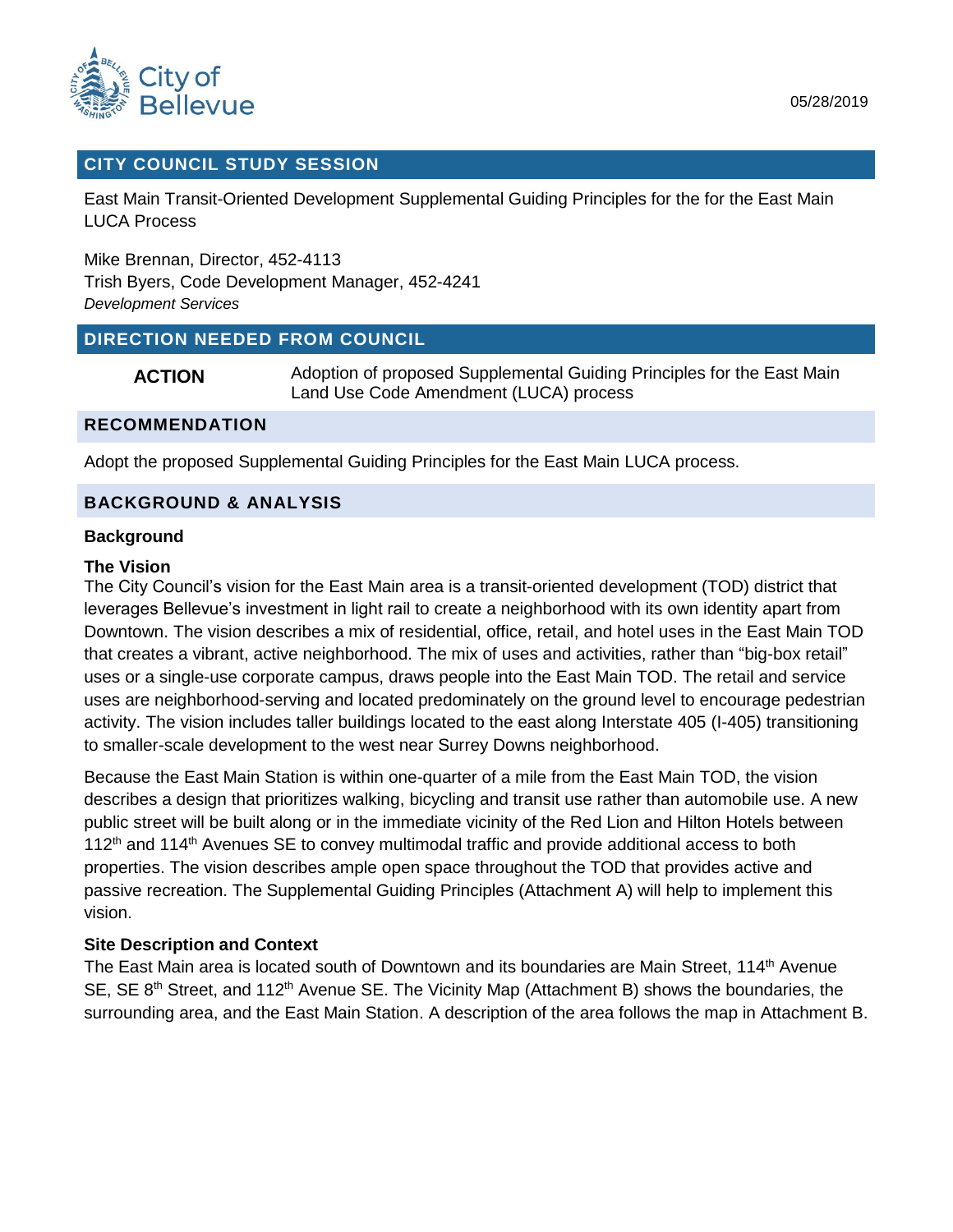City of Bellevue

05/28/2019

## CITY COUNCIL STUDY SESSION

East Main Transit-Oriented Development Supplemental Guiding Principles for the for the East Main LUCA Process

Mike Brennan, Director, 452-4113
Trish Byers, Code Development Manager, 452-4241
*Development Services*

## DIRECTION NEEDED FROM COUNCIL

**ACTION** Adoption of proposed Supplemental Guiding Principles for the East Main Land Use Code Amendment (LUCA) process

## RECOMMENDATION

Adopt the proposed Supplemental Guiding Principles for the East Main LUCA process.

## BACKGROUND & ANALYSIS

### Background

**The Vision**

The City Council's vision for the East Main area is a transit-oriented development (TOD) district that leverages Bellevue's investment in light rail to create a neighborhood with its own identity apart from Downtown. The vision describes a mix of residential, office, retail, and hotel uses in the East Main TOD that creates a vibrant, active neighborhood. The mix of uses and activities, rather than "big-box retail" uses or a single-use corporate campus, draws people into the East Main TOD. The retail and service uses are neighborhood-serving and located predominately on the ground level to encourage pedestrian activity. The vision includes taller buildings located to the east along Interstate 405 (I-405) transitioning to smaller-scale development to the west near Surrey Downs neighborhood.

Because the East Main Station is within one-quarter of a mile from the East Main TOD, the vision describes a design that prioritizes walking, bicycling and transit use rather than automobile use. A new public street will be built along or in the immediate vicinity of the Red Lion and Hilton Hotels between 112th and 114th Avenues SE to convey multimodal traffic and provide additional access to both properties. The vision describes ample open space throughout the TOD that provides active and passive recreation. The Supplemental Guiding Principles (Attachment A) will help to implement this vision.

**Site Description and Context**

The East Main area is located south of Downtown and its boundaries are Main Street, 114th Avenue SE, SE 8th Street, and 112th Avenue SE. The Vicinity Map (Attachment B) shows the boundaries, the surrounding area, and the East Main Station. A description of the area follows the map in Attachment B.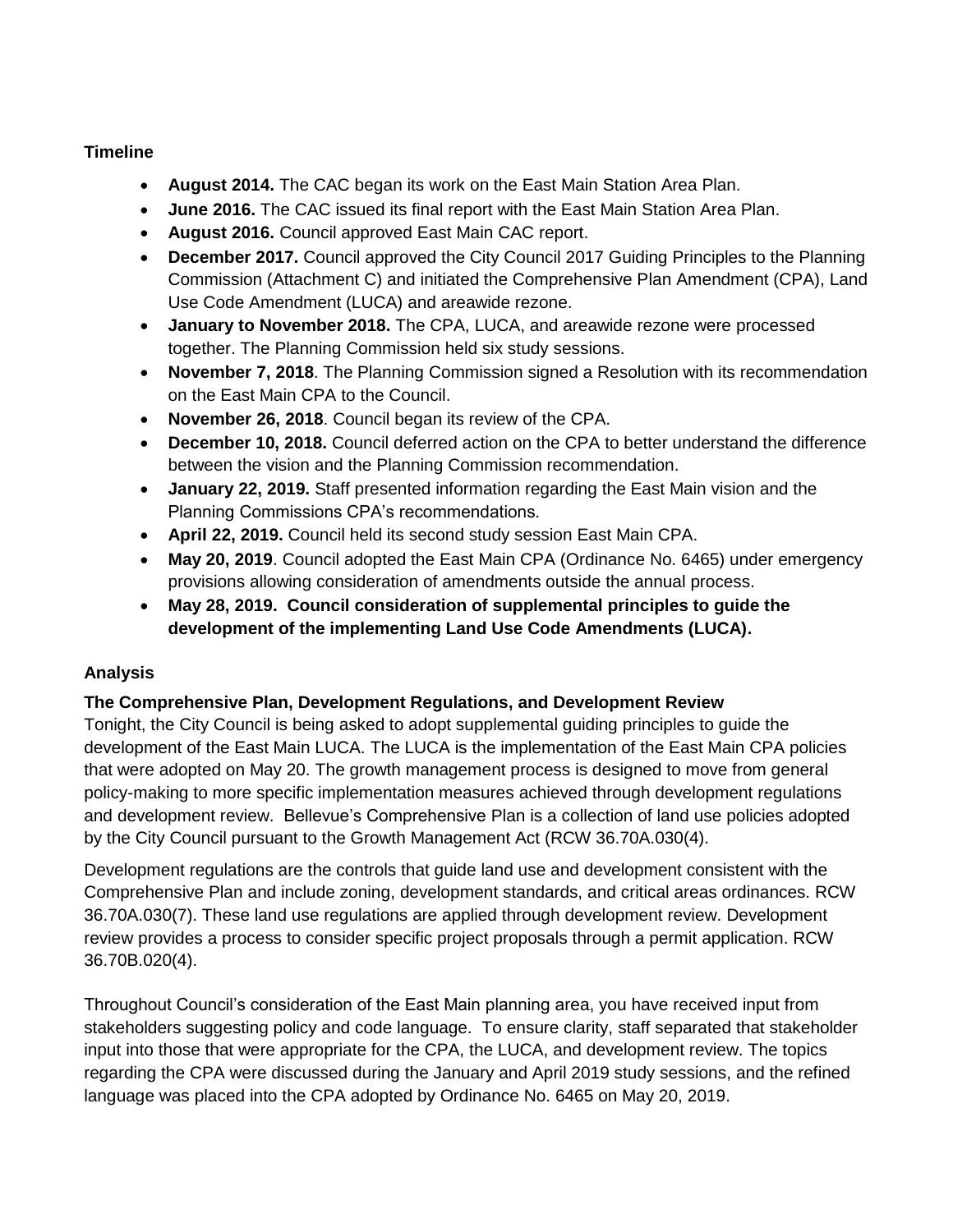**Timeline**

- **August 2014.** The CAC began its work on the East Main Station Area Plan.
- **June 2016.** The CAC issued its final report with the East Main Station Area Plan.
- **August 2016.** Council approved East Main CAC report.
- **December 2017.** Council approved the City Council 2017 Guiding Principles to the Planning Commission (Attachment C) and initiated the Comprehensive Plan Amendment (CPA), Land Use Code Amendment (LUCA) and areawide rezone.
- **January to November 2018.** The CPA, LUCA, and areawide rezone were processed together. The Planning Commission held six study sessions.
- **November 7, 2018**. The Planning Commission signed a Resolution with its recommendation on the East Main CPA to the Council.
- **November 26, 2018**. Council began its review of the CPA.
- **December 10, 2018.** Council deferred action on the CPA to better understand the difference between the vision and the Planning Commission recommendation.
- **January 22, 2019.** Staff presented information regarding the East Main vision and the Planning Commissions CPA's recommendations.
- **April 22, 2019.** Council held its second study session East Main CPA.
- **May 20, 2019**. Council adopted the East Main CPA (Ordinance No. 6465) under emergency provisions allowing consideration of amendments outside the annual process.
- **May 28, 2019. Council consideration of supplemental principles to guide the development of the implementing Land Use Code Amendments (LUCA).**

**Analysis**

**The Comprehensive Plan, Development Regulations, and Development Review**

Tonight, the City Council is being asked to adopt supplemental guiding principles to guide the development of the East Main LUCA. The LUCA is the implementation of the East Main CPA policies that were adopted on May 20. The growth management process is designed to move from general policy-making to more specific implementation measures achieved through development regulations and development review. Bellevue's Comprehensive Plan is a collection of land use policies adopted by the City Council pursuant to the Growth Management Act (RCW 36.70A.030(4).

Development regulations are the controls that guide land use and development consistent with the Comprehensive Plan and include zoning, development standards, and critical areas ordinances. RCW 36.70A.030(7). These land use regulations are applied through development review. Development review provides a process to consider specific project proposals through a permit application. RCW 36.70B.020(4).

Throughout Council's consideration of the East Main planning area, you have received input from stakeholders suggesting policy and code language. To ensure clarity, staff separated that stakeholder input into those that were appropriate for the CPA, the LUCA, and development review. The topics regarding the CPA were discussed during the January and April 2019 study sessions, and the refined language was placed into the CPA adopted by Ordinance No. 6465 on May 20, 2019.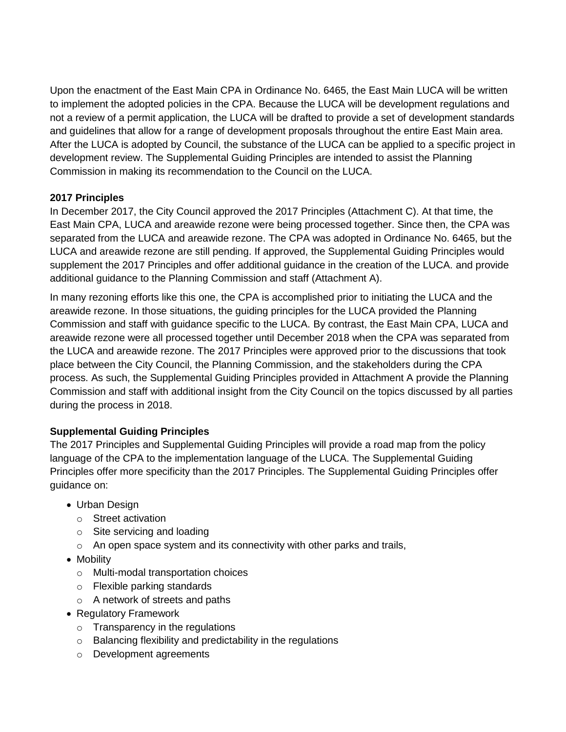Upon the enactment of the East Main CPA in Ordinance No. 6465, the East Main LUCA will be written to implement the adopted policies in the CPA. Because the LUCA will be development regulations and not a review of a permit application, the LUCA will be drafted to provide a set of development standards and guidelines that allow for a range of development proposals throughout the entire East Main area. After the LUCA is adopted by Council, the substance of the LUCA can be applied to a specific project in development review. The Supplemental Guiding Principles are intended to assist the Planning Commission in making its recommendation to the Council on the LUCA.

**2017 Principles**

In December 2017, the City Council approved the 2017 Principles (Attachment C). At that time, the East Main CPA, LUCA and areawide rezone were being processed together. Since then, the CPA was separated from the LUCA and areawide rezone. The CPA was adopted in Ordinance No. 6465, but the LUCA and areawide rezone are still pending. If approved, the Supplemental Guiding Principles would supplement the 2017 Principles and offer additional guidance in the creation of the LUCA. and provide additional guidance to the Planning Commission and staff (Attachment A).

In many rezoning efforts like this one, the CPA is accomplished prior to initiating the LUCA and the areawide rezone. In those situations, the guiding principles for the LUCA provided the Planning Commission and staff with guidance specific to the LUCA. By contrast, the East Main CPA, LUCA and areawide rezone were all processed together until December 2018 when the CPA was separated from the LUCA and areawide rezone. The 2017 Principles were approved prior to the discussions that took place between the City Council, the Planning Commission, and the stakeholders during the CPA process. As such, the Supplemental Guiding Principles provided in Attachment A provide the Planning Commission and staff with additional insight from the City Council on the topics discussed by all parties during the process in 2018.

**Supplemental Guiding Principles**

The 2017 Principles and Supplemental Guiding Principles will provide a road map from the policy language of the CPA to the implementation language of the LUCA. The Supplemental Guiding Principles offer more specificity than the 2017 Principles. The Supplemental Guiding Principles offer guidance on:

- Urban Design
  - Street activation
  - Site servicing and loading
  - An open space system and its connectivity with other parks and trails,
- Mobility
  - Multi-modal transportation choices
  - Flexible parking standards
  - A network of streets and paths
- Regulatory Framework
  - Transparency in the regulations
  - Balancing flexibility and predictability in the regulations
  - Development agreements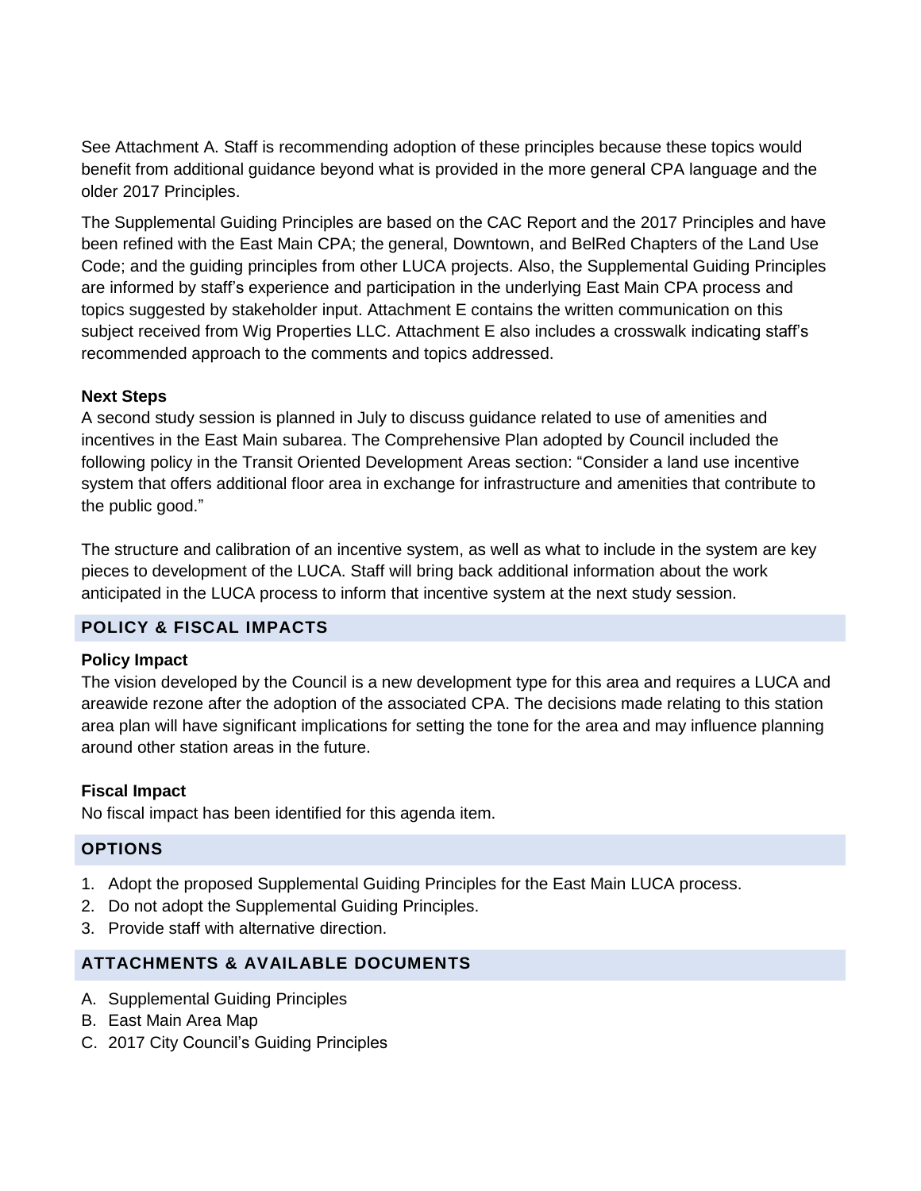See Attachment A. Staff is recommending adoption of these principles because these topics would benefit from additional guidance beyond what is provided in the more general CPA language and the older 2017 Principles.

The Supplemental Guiding Principles are based on the CAC Report and the 2017 Principles and have been refined with the East Main CPA; the general, Downtown, and BelRed Chapters of the Land Use Code; and the guiding principles from other LUCA projects. Also, the Supplemental Guiding Principles are informed by staff's experience and participation in the underlying East Main CPA process and topics suggested by stakeholder input. Attachment E contains the written communication on this subject received from Wig Properties LLC. Attachment E also includes a crosswalk indicating staff's recommended approach to the comments and topics addressed.

**Next Steps**

A second study session is planned in July to discuss guidance related to use of amenities and incentives in the East Main subarea. The Comprehensive Plan adopted by Council included the following policy in the Transit Oriented Development Areas section: "Consider a land use incentive system that offers additional floor area in exchange for infrastructure and amenities that contribute to the public good."

The structure and calibration of an incentive system, as well as what to include in the system are key pieces to development of the LUCA. Staff will bring back additional information about the work anticipated in the LUCA process to inform that incentive system at the next study session.

## POLICY & FISCAL IMPACTS

**Policy Impact**

The vision developed by the Council is a new development type for this area and requires a LUCA and areawide rezone after the adoption of the associated CPA. The decisions made relating to this station area plan will have significant implications for setting the tone for the area and may influence planning around other station areas in the future.

**Fiscal Impact**

No fiscal impact has been identified for this agenda item.

## OPTIONS

1. Adopt the proposed Supplemental Guiding Principles for the East Main LUCA process.
2. Do not adopt the Supplemental Guiding Principles.
3. Provide staff with alternative direction.

## ATTACHMENTS & AVAILABLE DOCUMENTS

A. Supplemental Guiding Principles
B. East Main Area Map
C. 2017 City Council's Guiding Principles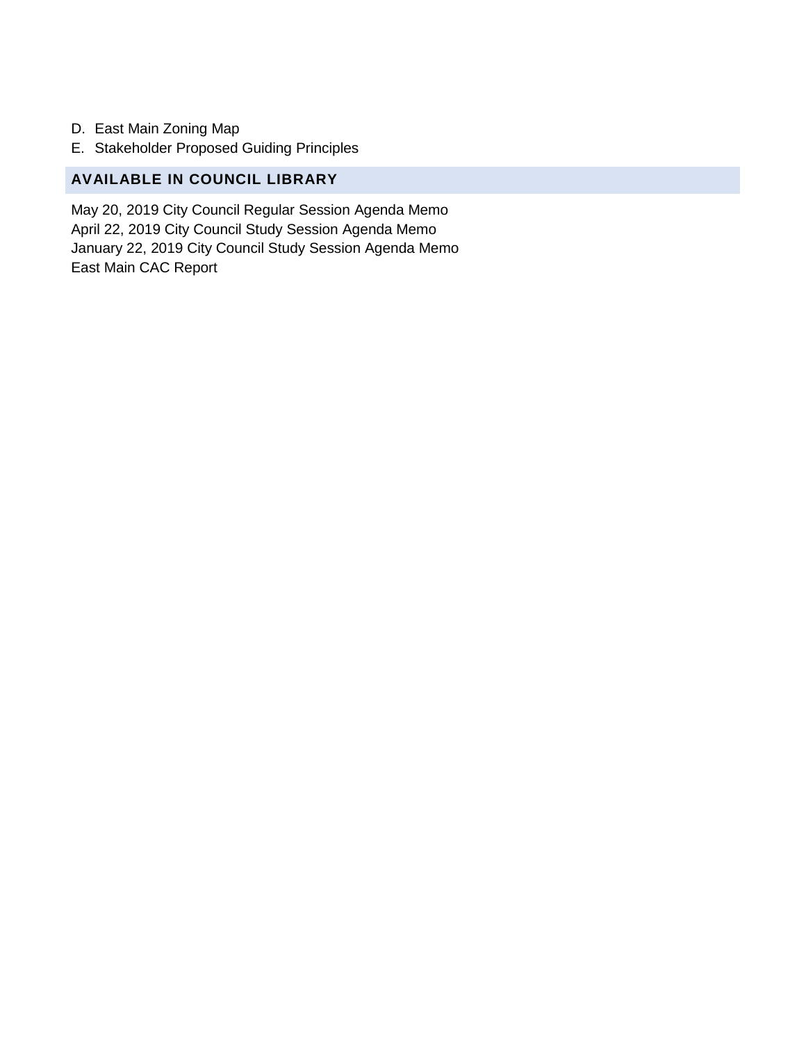D. East Main Zoning Map
E. Stakeholder Proposed Guiding Principles

## AVAILABLE IN COUNCIL LIBRARY

May 20, 2019 City Council Regular Session Agenda Memo
April 22, 2019 City Council Study Session Agenda Memo
January 22, 2019 City Council Study Session Agenda Memo
East Main CAC Report